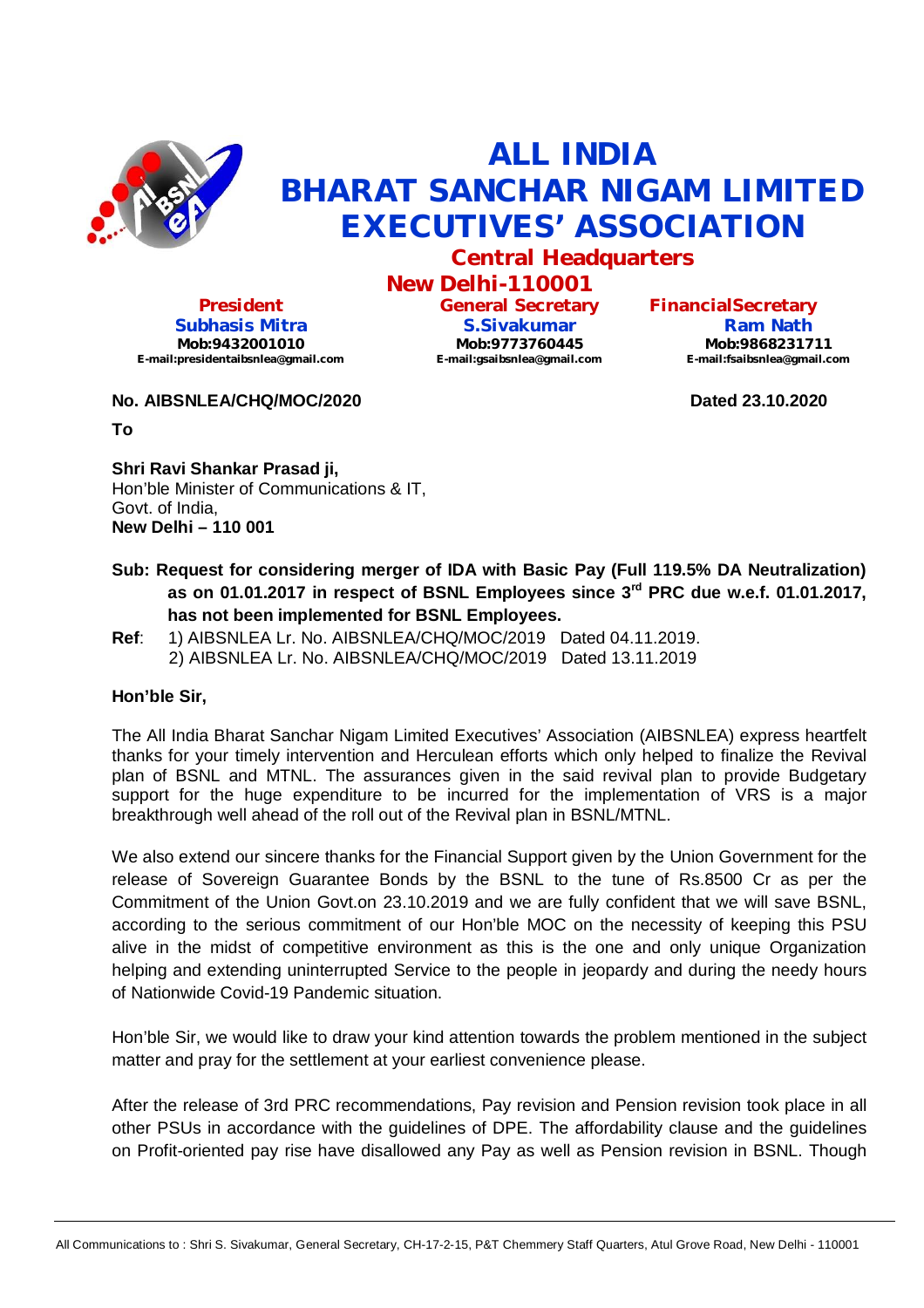# ALL INDIA BHARAT SANCHAR NIGAM LIMITED EXECUTIVES' ASSOCIATION

## Central Headquarters

## New Delhi-110001

| President | General Secretary | FinancialSecretary |
|---|---|---|
| Subhasis Mitra | S.Sivakumar | Ram Nath |
| Mob:9432001010 | Mob:9773760445 | Mob:9868231711 |
| E-mail:presidentaibsnlea@gmail.com | E-mail:gsaibsnlea@gmail.com | E-mail:fsaibsnlea@gmail.com |

**No. AIBSNLEA/CHQ/MOC/2020** **Dated 23.10.2020**

**To**

**Shri Ravi Shankar Prasad ji,**
Hon'ble Minister of Communications & IT,
Govt. of India,
**New Delhi – 110 001**

**Sub: Request for considering merger of IDA with Basic Pay (Full 119.5% DA Neutralization) as on 01.01.2017 in respect of BSNL Employees since 3rd PRC due w.e.f. 01.01.2017, has not been implemented for BSNL Employees.**

**Ref**: 1) AIBSNLEA Lr. No. AIBSNLEA/CHQ/MOC/2019 Dated 04.11.2019.
2) AIBSNLEA Lr. No. AIBSNLEA/CHQ/MOC/2019 Dated 13.11.2019

**Hon'ble Sir,**

The All India Bharat Sanchar Nigam Limited Executives' Association (AIBSNLEA) express heartfelt thanks for your timely intervention and Herculean efforts which only helped to finalize the Revival plan of BSNL and MTNL. The assurances given in the said revival plan to provide Budgetary support for the huge expenditure to be incurred for the implementation of VRS is a major breakthrough well ahead of the roll out of the Revival plan in BSNL/MTNL.

We also extend our sincere thanks for the Financial Support given by the Union Government for the release of Sovereign Guarantee Bonds by the BSNL to the tune of Rs.8500 Cr as per the Commitment of the Union Govt.on 23.10.2019 and we are fully confident that we will save BSNL, according to the serious commitment of our Hon'ble MOC on the necessity of keeping this PSU alive in the midst of competitive environment as this is the one and only unique Organization helping and extending uninterrupted Service to the people in jeopardy and during the needy hours of Nationwide Covid-19 Pandemic situation.

Hon'ble Sir, we would like to draw your kind attention towards the problem mentioned in the subject matter and pray for the settlement at your earliest convenience please.

After the release of 3rd PRC recommendations, Pay revision and Pension revision took place in all other PSUs in accordance with the guidelines of DPE. The affordability clause and the guidelines on Profit-oriented pay rise have disallowed any Pay as well as Pension revision in BSNL. Though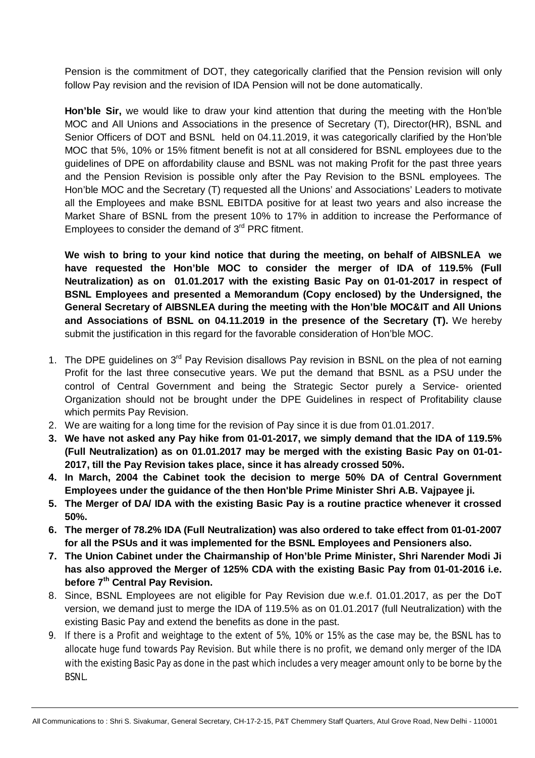Pension is the commitment of DOT, they categorically clarified that the Pension revision will only follow Pay revision and the revision of IDA Pension will not be done automatically.

**Hon'ble Sir,** we would like to draw your kind attention that during the meeting with the Hon'ble MOC and All Unions and Associations in the presence of Secretary (T), Director(HR), BSNL and Senior Officers of DOT and BSNL held on 04.11.2019, it was categorically clarified by the Hon'ble MOC that 5%, 10% or 15% fitment benefit is not at all considered for BSNL employees due to the guidelines of DPE on affordability clause and BSNL was not making Profit for the past three years and the Pension Revision is possible only after the Pay Revision to the BSNL employees. The Hon'ble MOC and the Secretary (T) requested all the Unions' and Associations' Leaders to motivate all the Employees and make BSNL EBITDA positive for at least two years and also increase the Market Share of BSNL from the present 10% to 17% in addition to increase the Performance of Employees to consider the demand of 3rd PRC fitment.

**We wish to bring to your kind notice that during the meeting, on behalf of AIBSNLEA we have requested the Hon'ble MOC to consider the merger of IDA of 119.5% (Full Neutralization) as on 01.01.2017 with the existing Basic Pay on 01-01-2017 in respect of BSNL Employees and presented a Memorandum (Copy enclosed) by the Undersigned, the General Secretary of AIBSNLEA during the meeting with the Hon'ble MOC&IT and All Unions and Associations of BSNL on 04.11.2019 in the presence of the Secretary (T).** We hereby submit the justification in this regard for the favorable consideration of Hon'ble MOC.

1. The DPE guidelines on 3rd Pay Revision disallows Pay revision in BSNL on the plea of not earning Profit for the last three consecutive years. We put the demand that BSNL as a PSU under the control of Central Government and being the Strategic Sector purely a Service- oriented Organization should not be brought under the DPE Guidelines in respect of Profitability clause which permits Pay Revision.
2. We are waiting for a long time for the revision of Pay since it is due from 01.01.2017.
3. **We have not asked any Pay hike from 01-01-2017, we simply demand that the IDA of 119.5% (Full Neutralization) as on 01.01.2017 may be merged with the existing Basic Pay on 01-01-2017, till the Pay Revision takes place, since it has already crossed 50%.**
4. **In March, 2004 the Cabinet took the decision to merge 50% DA of Central Government Employees under the guidance of the then Hon'ble Prime Minister Shri A.B. Vajpayee ji.**
5. **The Merger of DA/ IDA with the existing Basic Pay is a routine practice whenever it crossed 50%.**
6. **The merger of 78.2% IDA (Full Neutralization) was also ordered to take effect from 01-01-2007 for all the PSUs and it was implemented for the BSNL Employees and Pensioners also.**
7. **The Union Cabinet under the Chairmanship of Hon'ble Prime Minister, Shri Narender Modi Ji has also approved the Merger of 125% CDA with the existing Basic Pay from 01-01-2016 i.e. before 7th Central Pay Revision.**
8. Since, BSNL Employees are not eligible for Pay Revision due w.e.f. 01.01.2017, as per the DoT version, we demand just to merge the IDA of 119.5% as on 01.01.2017 (full Neutralization) with the existing Basic Pay and extend the benefits as done in the past.
9. If there is a Profit and weightage to the extent of 5%, 10% or 15% as the case may be, the BSNL has to allocate huge fund towards Pay Revision. But while there is no profit, we demand only merger of the IDA with the existing Basic Pay as done in the past which includes a very meager amount only to be borne by the BSNL.

All Communications to : Shri S. Sivakumar, General Secretary, CH-17-2-15, P&T Chemmery Staff Quarters, Atul Grove Road, New Delhi - 110001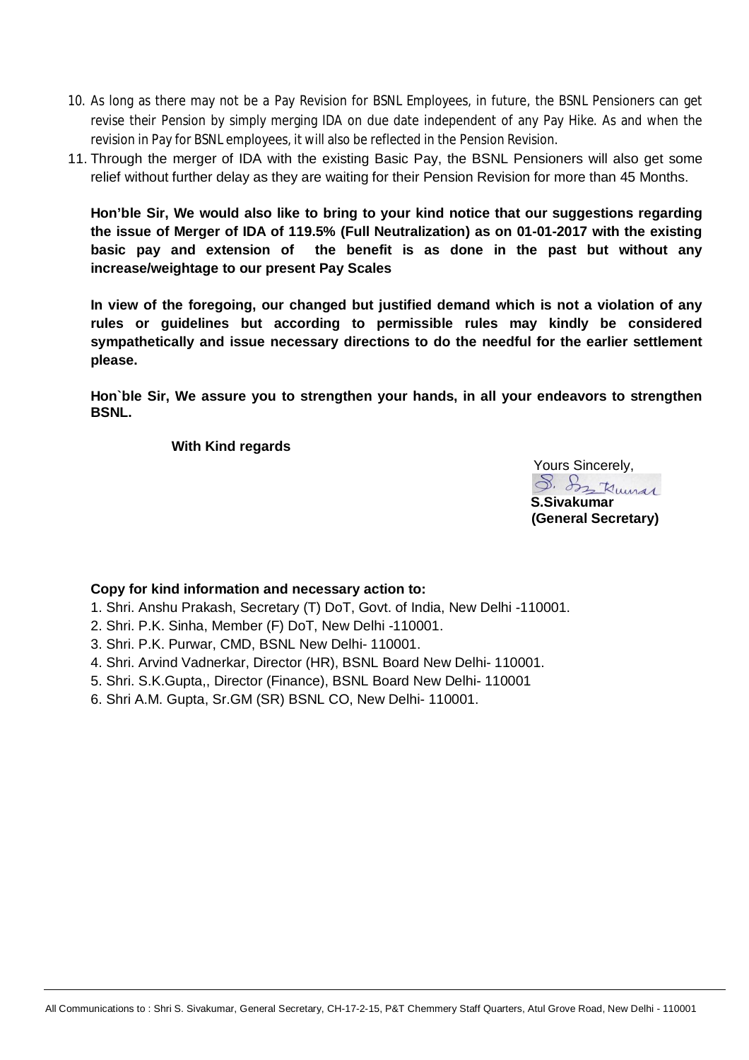10. As long as there may not be a Pay Revision for BSNL Employees, in future, the BSNL Pensioners can get revise their Pension by simply merging IDA on due date independent of any Pay Hike. As and when the revision in Pay for BSNL employees, it will also be reflected in the Pension Revision.
11. Through the merger of IDA with the existing Basic Pay, the BSNL Pensioners will also get some relief without further delay as they are waiting for their Pension Revision for more than 45 Months.

**Hon'ble Sir, We would also like to bring to your kind notice that our suggestions regarding the issue of Merger of IDA of 119.5% (Full Neutralization) as on 01-01-2017 with the existing basic pay and extension of the benefit is as done in the past but without any increase/weightage to our present Pay Scales**

**In view of the foregoing, our changed but justified demand which is not a violation of any rules or guidelines but according to permissible rules may kindly be considered sympathetically and issue necessary directions to do the needful for the earlier settlement please.**

**Hon`ble Sir, We assure you to strengthen your hands, in all your endeavors to strengthen BSNL.**

**With Kind regards**

Yours Sincerely,

**S.Sivakumar**
**(General Secretary)**

**Copy for kind information and necessary action to:**

1. Shri. Anshu Prakash, Secretary (T) DoT, Govt. of India, New Delhi -110001.
2. Shri. P.K. Sinha, Member (F) DoT, New Delhi -110001.
3. Shri. P.K. Purwar, CMD, BSNL New Delhi- 110001.
4. Shri. Arvind Vadnerkar, Director (HR), BSNL Board New Delhi- 110001.
5. Shri. S.K.Gupta,, Director (Finance), BSNL Board New Delhi- 110001
6. Shri A.M. Gupta, Sr.GM (SR) BSNL CO, New Delhi- 110001.

All Communications to : Shri S. Sivakumar, General Secretary, CH-17-2-15, P&T Chemmery Staff Quarters, Atul Grove Road, New Delhi - 110001